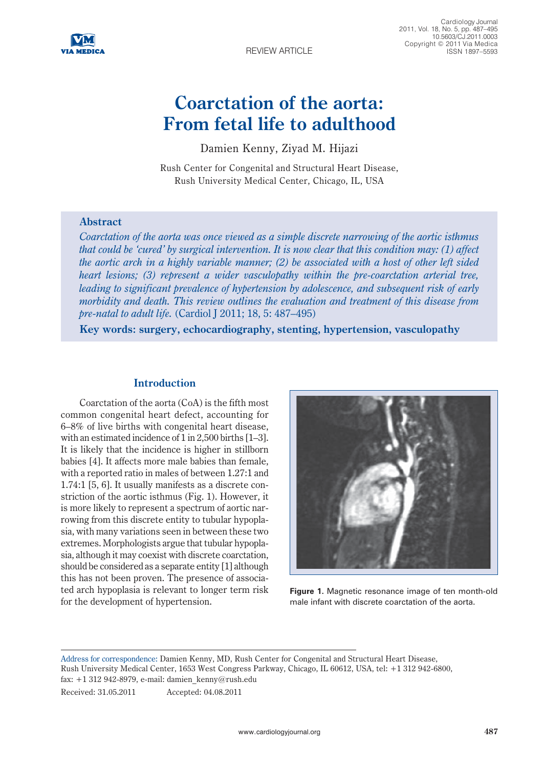REVIEW ARTICLE

# Coarctation of the aorta: From fetal life to adulthood

Damien Kenny, Ziyad M. Hijazi

Rush Center for Congenital and Structural Heart Disease,
Rush University Medical Center, Chicago, IL, USA

## Abstract

*Coarctation of the aorta was once viewed as a simple discrete narrowing of the aortic isthmus that could be 'cured' by surgical intervention. It is now clear that this condition may: (1) affect the aortic arch in a highly variable manner; (2) be associated with a host of other left sided heart lesions; (3) represent a wider vasculopathy within the pre-coarctation arterial tree, leading to significant prevalence of hypertension by adolescence, and subsequent risk of early morbidity and death. This review outlines the evaluation and treatment of this disease from pre-natal to adult life.* (Cardiol J 2011; 18, 5: 487–495)

**Key words: surgery, echocardiography, stenting, hypertension, vasculopathy**

## Introduction

Coarctation of the aorta (CoA) is the fifth most common congenital heart defect, accounting for 6–8% of live births with congenital heart disease, with an estimated incidence of 1 in 2,500 births [1–3]. It is likely that the incidence is higher in stillborn babies [4]. It affects more male babies than female, with a reported ratio in males of between 1.27:1 and 1.74:1 [5, 6]. It usually manifests as a discrete constriction of the aortic isthmus (Fig. 1). However, it is more likely to represent a spectrum of aortic narrowing from this discrete entity to tubular hypoplasia, with many variations seen in between these two extremes. Morphologists argue that tubular hypoplasia, although it may coexist with discrete coarctation, should be considered as a separate entity [1] although this has not been proven. The presence of associated arch hypoplasia is relevant to longer term risk for the development of hypertension.

**Figure 1.** Magnetic resonance image of ten month-old male infant with discrete coarctation of the aorta.

Address for correspondence: Damien Kenny, MD, Rush Center for Congenital and Structural Heart Disease, Rush University Medical Center, 1653 West Congress Parkway, Chicago, IL 60612, USA, tel: +1 312 942-6800, fax: +1 312 942-8979, e-mail: damien_kenny@rush.edu

Received: 31.05.2011 Accepted: 04.08.2011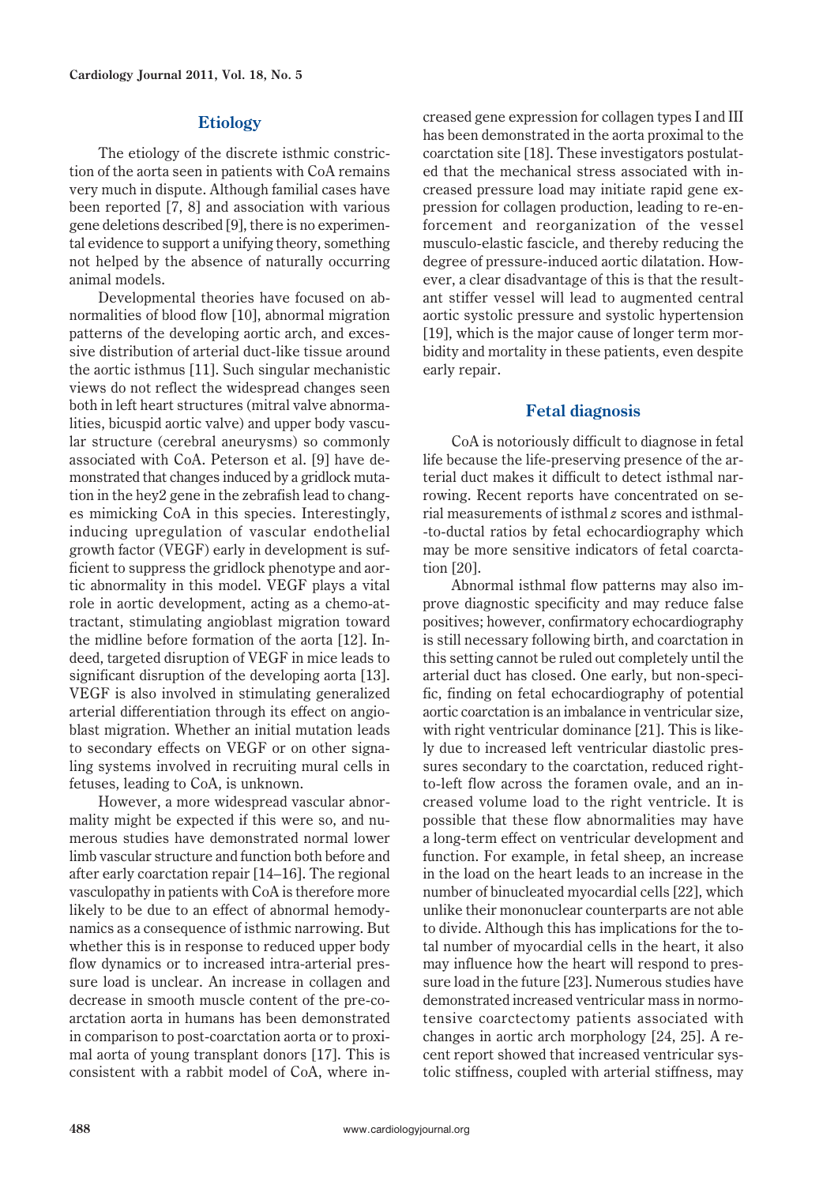## Etiology

The etiology of the discrete isthmic constriction of the aorta seen in patients with CoA remains very much in dispute. Although familial cases have been reported [7, 8] and association with various gene deletions described [9], there is no experimental evidence to support a unifying theory, something not helped by the absence of naturally occurring animal models.

Developmental theories have focused on abnormalities of blood flow [10], abnormal migration patterns of the developing aortic arch, and excessive distribution of arterial duct-like tissue around the aortic isthmus [11]. Such singular mechanistic views do not reflect the widespread changes seen both in left heart structures (mitral valve abnormalities, bicuspid aortic valve) and upper body vascular structure (cerebral aneurysms) so commonly associated with CoA. Peterson et al. [9] have demonstrated that changes induced by a gridlock mutation in the hey2 gene in the zebrafish lead to changes mimicking CoA in this species. Interestingly, inducing upregulation of vascular endothelial growth factor (VEGF) early in development is sufficient to suppress the gridlock phenotype and aortic abnormality in this model. VEGF plays a vital role in aortic development, acting as a chemo-attractant, stimulating angioblast migration toward the midline before formation of the aorta [12]. Indeed, targeted disruption of VEGF in mice leads to significant disruption of the developing aorta [13]. VEGF is also involved in stimulating generalized arterial differentiation through its effect on angioblast migration. Whether an initial mutation leads to secondary effects on VEGF or on other signaling systems involved in recruiting mural cells in fetuses, leading to CoA, is unknown.

However, a more widespread vascular abnormality might be expected if this were so, and numerous studies have demonstrated normal lower limb vascular structure and function both before and after early coarctation repair [14–16]. The regional vasculopathy in patients with CoA is therefore more likely to be due to an effect of abnormal hemodynamics as a consequence of isthmic narrowing. But whether this is in response to reduced upper body flow dynamics or to increased intra-arterial pressure load is unclear. An increase in collagen and decrease in smooth muscle content of the pre-coarctation aorta in humans has been demonstrated in comparison to post-coarctation aorta or to proximal aorta of young transplant donors [17]. This is consistent with a rabbit model of CoA, where increased gene expression for collagen types I and III has been demonstrated in the aorta proximal to the coarctation site [18]. These investigators postulated that the mechanical stress associated with increased pressure load may initiate rapid gene expression for collagen production, leading to re-enforcement and reorganization of the vessel musculo-elastic fascicle, and thereby reducing the degree of pressure-induced aortic dilatation. However, a clear disadvantage of this is that the resultant stiffer vessel will lead to augmented central aortic systolic pressure and systolic hypertension [19], which is the major cause of longer term morbidity and mortality in these patients, even despite early repair.

## Fetal diagnosis

CoA is notoriously difficult to diagnose in fetal life because the life-preserving presence of the arterial duct makes it difficult to detect isthmal narrowing. Recent reports have concentrated on serial measurements of isthmal *z* scores and isthmal-to-ductal ratios by fetal echocardiography which may be more sensitive indicators of fetal coarctation [20].

Abnormal isthmal flow patterns may also improve diagnostic specificity and may reduce false positives; however, confirmatory echocardiography is still necessary following birth, and coarctation in this setting cannot be ruled out completely until the arterial duct has closed. One early, but non-specific, finding on fetal echocardiography of potential aortic coarctation is an imbalance in ventricular size, with right ventricular dominance [21]. This is likely due to increased left ventricular diastolic pressures secondary to the coarctation, reduced right-to-left flow across the foramen ovale, and an increased volume load to the right ventricle. It is possible that these flow abnormalities may have a long-term effect on ventricular development and function. For example, in fetal sheep, an increase in the load on the heart leads to an increase in the number of binucleated myocardial cells [22], which unlike their mononuclear counterparts are not able to divide. Although this has implications for the total number of myocardial cells in the heart, it also may influence how the heart will respond to pressure load in the future [23]. Numerous studies have demonstrated increased ventricular mass in normotensive coarctectomy patients associated with changes in aortic arch morphology [24, 25]. A recent report showed that increased ventricular systolic stiffness, coupled with arterial stiffness, may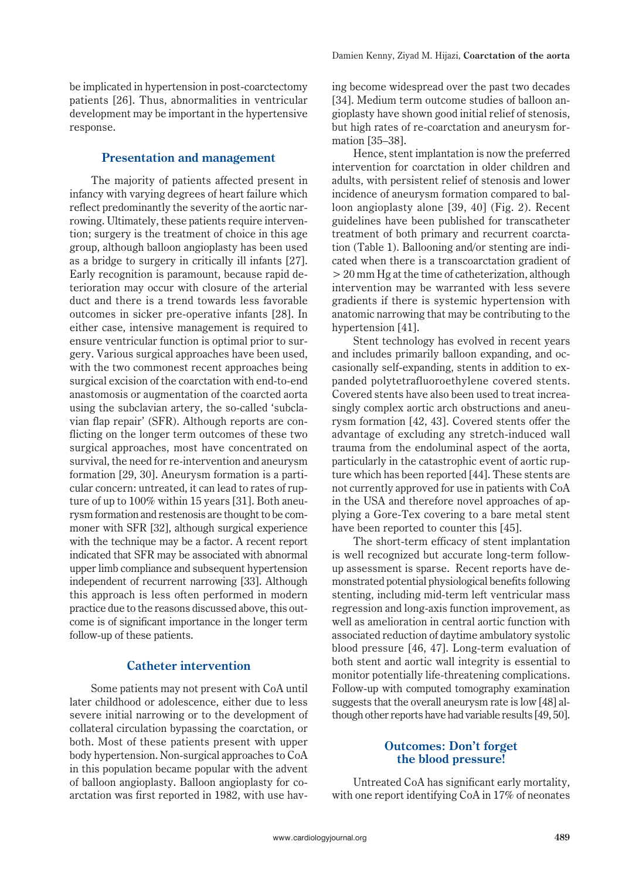be implicated in hypertension in post-coarctectomy patients [26]. Thus, abnormalities in ventricular development may be important in the hypertensive response.

## Presentation and management

The majority of patients affected present in infancy with varying degrees of heart failure which reflect predominantly the severity of the aortic narrowing. Ultimately, these patients require intervention; surgery is the treatment of choice in this age group, although balloon angioplasty has been used as a bridge to surgery in critically ill infants [27]. Early recognition is paramount, because rapid deterioration may occur with closure of the arterial duct and there is a trend towards less favorable outcomes in sicker pre-operative infants [28]. In either case, intensive management is required to ensure ventricular function is optimal prior to surgery. Various surgical approaches have been used, with the two commonest recent approaches being surgical excision of the coarctation with end-to-end anastomosis or augmentation of the coarcted aorta using the subclavian artery, the so-called 'subclavian flap repair' (SFR). Although reports are conflicting on the longer term outcomes of these two surgical approaches, most have concentrated on survival, the need for re-intervention and aneurysm formation [29, 30]. Aneurysm formation is a particular concern: untreated, it can lead to rates of rupture of up to 100% within 15 years [31]. Both aneurysm formation and restenosis are thought to be commoner with SFR [32], although surgical experience with the technique may be a factor. A recent report indicated that SFR may be associated with abnormal upper limb compliance and subsequent hypertension independent of recurrent narrowing [33]. Although this approach is less often performed in modern practice due to the reasons discussed above, this outcome is of significant importance in the longer term follow-up of these patients.

## Catheter intervention

Some patients may not present with CoA until later childhood or adolescence, either due to less severe initial narrowing or to the development of collateral circulation bypassing the coarctation, or both. Most of these patients present with upper body hypertension. Non-surgical approaches to CoA in this population became popular with the advent of balloon angioplasty. Balloon angioplasty for coarctation was first reported in 1982, with use having become widespread over the past two decades [34]. Medium term outcome studies of balloon angioplasty have shown good initial relief of stenosis, but high rates of re-coarctation and aneurysm formation [35–38].

Hence, stent implantation is now the preferred intervention for coarctation in older children and adults, with persistent relief of stenosis and lower incidence of aneurysm formation compared to balloon angioplasty alone [39, 40] (Fig. 2). Recent guidelines have been published for transcatheter treatment of both primary and recurrent coarctation (Table 1). Ballooning and/or stenting are indicated when there is a transcoarctation gradient of > 20 mm Hg at the time of catheterization, although intervention may be warranted with less severe gradients if there is systemic hypertension with anatomic narrowing that may be contributing to the hypertension [41].

Stent technology has evolved in recent years and includes primarily balloon expanding, and occasionally self-expanding, stents in addition to expanded polytetrafluoroethylene covered stents. Covered stents have also been used to treat increasingly complex aortic arch obstructions and aneurysm formation [42, 43]. Covered stents offer the advantage of excluding any stretch-induced wall trauma from the endoluminal aspect of the aorta, particularly in the catastrophic event of aortic rupture which has been reported [44]. These stents are not currently approved for use in patients with CoA in the USA and therefore novel approaches of applying a Gore-Tex covering to a bare metal stent have been reported to counter this [45].

The short-term efficacy of stent implantation is well recognized but accurate long-term follow-up assessment is sparse. Recent reports have demonstrated potential physiological benefits following stenting, including mid-term left ventricular mass regression and long-axis function improvement, as well as amelioration in central aortic function with associated reduction of daytime ambulatory systolic blood pressure [46, 47]. Long-term evaluation of both stent and aortic wall integrity is essential to monitor potentially life-threatening complications. Follow-up with computed tomography examination suggests that the overall aneurysm rate is low [48] although other reports have had variable results [49, 50].

## Outcomes: Don't forget the blood pressure!

Untreated CoA has significant early mortality, with one report identifying CoA in 17% of neonates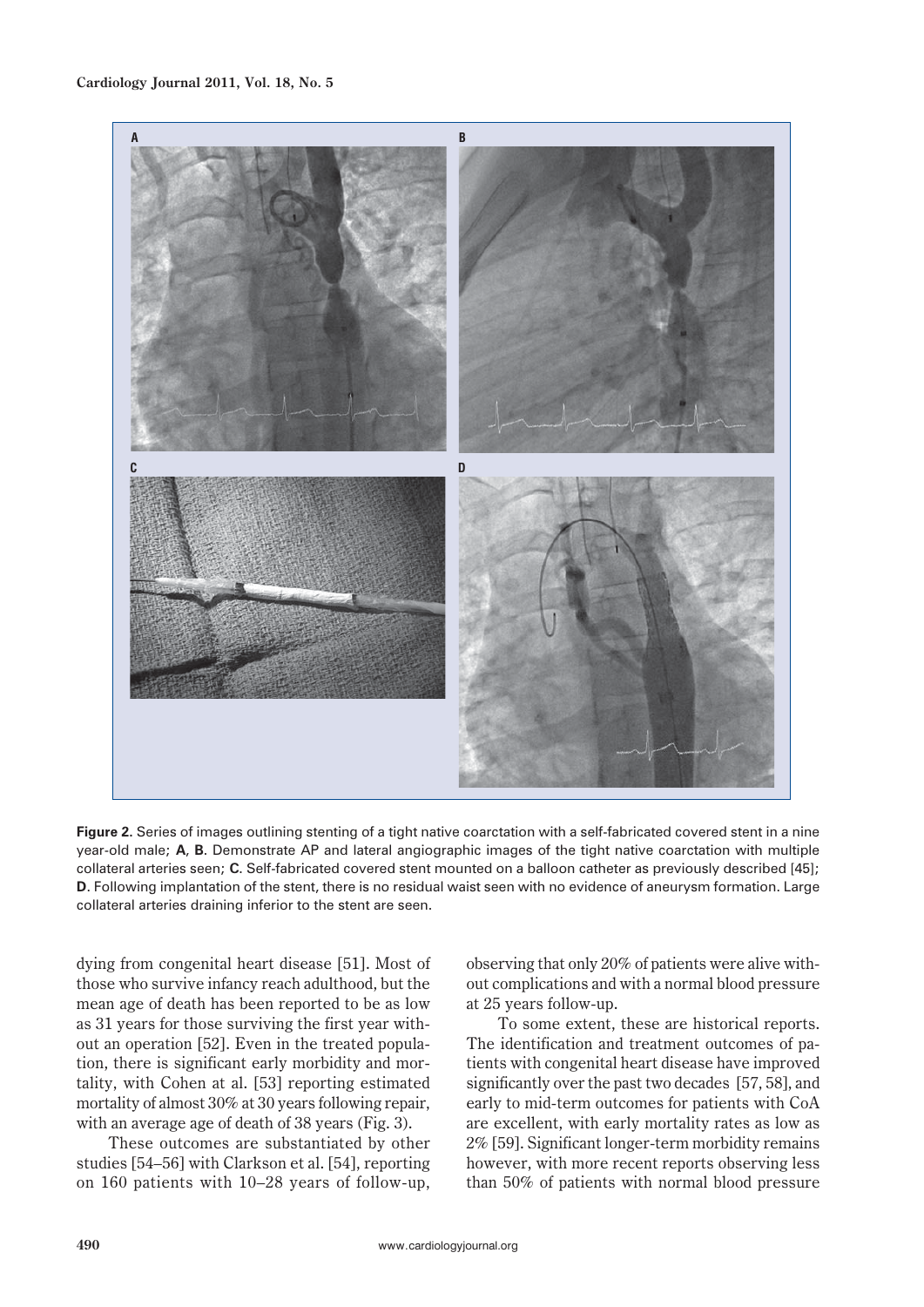**Figure 2**. Series of images outlining stenting of a tight native coarctation with a self-fabricated covered stent in a nine year-old male; **A**, **B**. Demonstrate AP and lateral angiographic images of the tight native coarctation with multiple collateral arteries seen; **C**. Self-fabricated covered stent mounted on a balloon catheter as previously described [45]; **D**. Following implantation of the stent, there is no residual waist seen with no evidence of aneurysm formation. Large collateral arteries draining inferior to the stent are seen.

dying from congenital heart disease [51]. Most of those who survive infancy reach adulthood, but the mean age of death has been reported to be as low as 31 years for those surviving the first year without an operation [52]. Even in the treated population, there is significant early morbidity and mortality, with Cohen at al. [53] reporting estimated mortality of almost 30% at 30 years following repair, with an average age of death of 38 years (Fig. 3).

These outcomes are substantiated by other studies [54–56] with Clarkson et al. [54], reporting on 160 patients with 10–28 years of follow-up, observing that only 20% of patients were alive without complications and with a normal blood pressure at 25 years follow-up.

To some extent, these are historical reports. The identification and treatment outcomes of patients with congenital heart disease have improved significantly over the past two decades [57, 58], and early to mid-term outcomes for patients with CoA are excellent, with early mortality rates as low as 2% [59]. Significant longer-term morbidity remains however, with more recent reports observing less than 50% of patients with normal blood pressure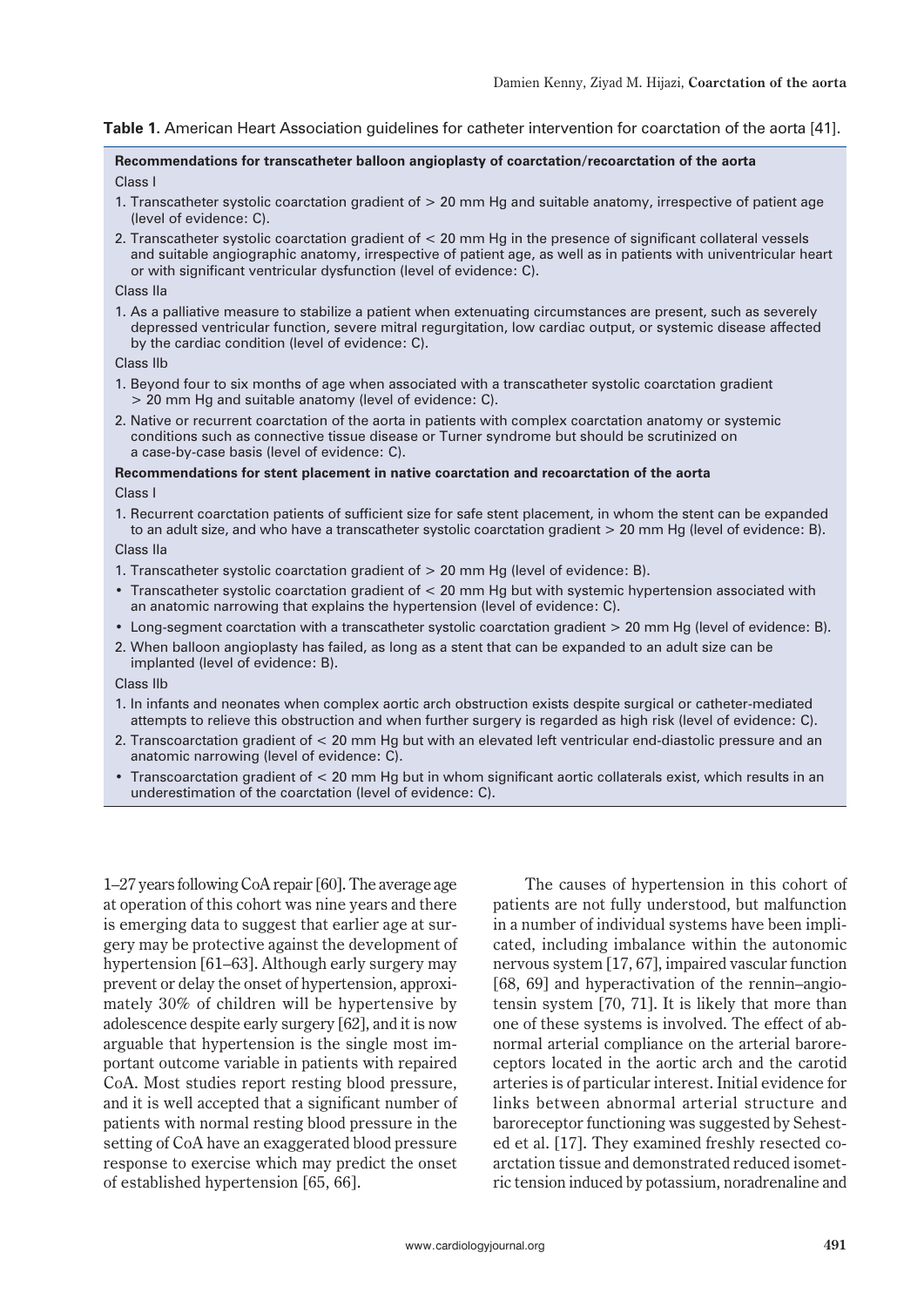**Table 1.** American Heart Association guidelines for catheter intervention for coarctation of the aorta [41].

**Recommendations for transcatheter balloon angioplasty of coarctation/recoarctation of the aorta**

Class I

1. Transcatheter systolic coarctation gradient of > 20 mm Hg and suitable anatomy, irrespective of patient age (level of evidence: C).
2. Transcatheter systolic coarctation gradient of < 20 mm Hg in the presence of significant collateral vessels and suitable angiographic anatomy, irrespective of patient age, as well as in patients with univentricular heart or with significant ventricular dysfunction (level of evidence: C).

Class IIa

1. As a palliative measure to stabilize a patient when extenuating circumstances are present, such as severely depressed ventricular function, severe mitral regurgitation, low cardiac output, or systemic disease affected by the cardiac condition (level of evidence: C).

Class IIb

1. Beyond four to six months of age when associated with a transcatheter systolic coarctation gradient > 20 mm Hg and suitable anatomy (level of evidence: C).
2. Native or recurrent coarctation of the aorta in patients with complex coarctation anatomy or systemic conditions such as connective tissue disease or Turner syndrome but should be scrutinized on a case-by-case basis (level of evidence: C).

**Recommendations for stent placement in native coarctation and recoarctation of the aorta**

Class I

1. Recurrent coarctation patients of sufficient size for safe stent placement, in whom the stent can be expanded to an adult size, and who have a transcatheter systolic coarctation gradient > 20 mm Hg (level of evidence: B).

Class IIa

1. Transcatheter systolic coarctation gradient of > 20 mm Hg (level of evidence: B).
- Transcatheter systolic coarctation gradient of < 20 mm Hg but with systemic hypertension associated with an anatomic narrowing that explains the hypertension (level of evidence: C).
- Long-segment coarctation with a transcatheter systolic coarctation gradient > 20 mm Hg (level of evidence: B).
2. When balloon angioplasty has failed, as long as a stent that can be expanded to an adult size can be implanted (level of evidence: B).

Class IIb

1. In infants and neonates when complex aortic arch obstruction exists despite surgical or catheter-mediated attempts to relieve this obstruction and when further surgery is regarded as high risk (level of evidence: C).
2. Transcoarctation gradient of < 20 mm Hg but with an elevated left ventricular end-diastolic pressure and an anatomic narrowing (level of evidence: C).
- Transcoarctation gradient of < 20 mm Hg but in whom significant aortic collaterals exist, which results in an underestimation of the coarctation (level of evidence: C).

1–27 years following CoA repair [60]. The average age at operation of this cohort was nine years and there is emerging data to suggest that earlier age at surgery may be protective against the development of hypertension [61–63]. Although early surgery may prevent or delay the onset of hypertension, approximately 30% of children will be hypertensive by adolescence despite early surgery [62], and it is now arguable that hypertension is the single most important outcome variable in patients with repaired CoA. Most studies report resting blood pressure, and it is well accepted that a significant number of patients with normal resting blood pressure in the setting of CoA have an exaggerated blood pressure response to exercise which may predict the onset of established hypertension [65, 66].

The causes of hypertension in this cohort of patients are not fully understood, but malfunction in a number of individual systems have been implicated, including imbalance within the autonomic nervous system [17, 67], impaired vascular function [68, 69] and hyperactivation of the rennin–angiotensin system [70, 71]. It is likely that more than one of these systems is involved. The effect of abnormal arterial compliance on the arterial baroreceptors located in the aortic arch and the carotid arteries is of particular interest. Initial evidence for links between abnormal arterial structure and baroreceptor functioning was suggested by Sehested et al. [17]. They examined freshly resected coarctation tissue and demonstrated reduced isometric tension induced by potassium, noradrenaline and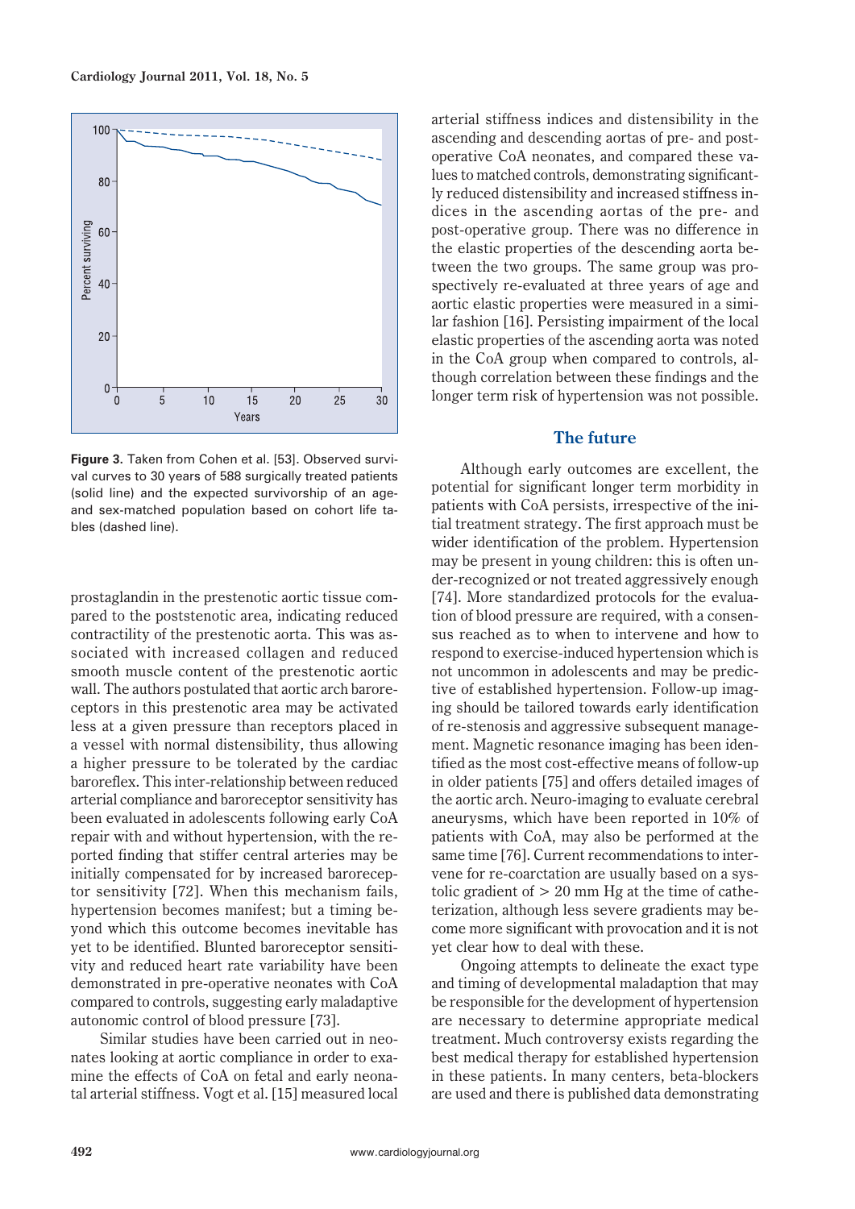100

80

60

40

20

0

Percent surviving

0 5 10 15 20 25 30

Years

**Figure 3.** Taken from Cohen et al. [53]. Observed survival curves to 30 years of 588 surgically treated patients (solid line) and the expected survivorship of an age- and sex-matched population based on cohort life tables (dashed line).

prostaglandin in the prestenotic aortic tissue compared to the poststenotic area, indicating reduced contractility of the prestenotic aorta. This was associated with increased collagen and reduced smooth muscle content of the prestenotic aortic wall. The authors postulated that aortic arch baroreceptors in this prestenotic area may be activated less at a given pressure than receptors placed in a vessel with normal distensibility, thus allowing a higher pressure to be tolerated by the cardiac baroreflex. This inter-relationship between reduced arterial compliance and baroreceptor sensitivity has been evaluated in adolescents following early CoA repair with and without hypertension, with the reported finding that stiffer central arteries may be initially compensated for by increased baroreceptor sensitivity [72]. When this mechanism fails, hypertension becomes manifest; but a timing beyond which this outcome becomes inevitable has yet to be identified. Blunted baroreceptor sensitivity and reduced heart rate variability have been demonstrated in pre-operative neonates with CoA compared to controls, suggesting early maladaptive autonomic control of blood pressure [73].

Similar studies have been carried out in neonates looking at aortic compliance in order to examine the effects of CoA on fetal and early neonatal arterial stiffness. Vogt et al. [15] measured local arterial stiffness indices and distensibility in the ascending and descending aortas of pre- and post-operative CoA neonates, and compared these values to matched controls, demonstrating significantly reduced distensibility and increased stiffness indices in the ascending aortas of the pre- and post-operative group. There was no difference in the elastic properties of the descending aorta between the two groups. The same group was prospectively re-evaluated at three years of age and aortic elastic properties were measured in a similar fashion [16]. Persisting impairment of the local elastic properties of the ascending aorta was noted in the CoA group when compared to controls, although correlation between these findings and the longer term risk of hypertension was not possible.

## The future

Although early outcomes are excellent, the potential for significant longer term morbidity in patients with CoA persists, irrespective of the initial treatment strategy. The first approach must be wider identification of the problem. Hypertension may be present in young children: this is often under-recognized or not treated aggressively enough [74]. More standardized protocols for the evaluation of blood pressure are required, with a consensus reached as to when to intervene and how to respond to exercise-induced hypertension which is not uncommon in adolescents and may be predictive of established hypertension. Follow-up imaging should be tailored towards early identification of re-stenosis and aggressive subsequent management. Magnetic resonance imaging has been identified as the most cost-effective means of follow-up in older patients [75] and offers detailed images of the aortic arch. Neuro-imaging to evaluate cerebral aneurysms, which have been reported in 10% of patients with CoA, may also be performed at the same time [76]. Current recommendations to intervene for re-coarctation are usually based on a systolic gradient of > 20 mm Hg at the time of catheterization, although less severe gradients may become more significant with provocation and it is not yet clear how to deal with these.

Ongoing attempts to delineate the exact type and timing of developmental maladaption that may be responsible for the development of hypertension are necessary to determine appropriate medical treatment. Much controversy exists regarding the best medical therapy for established hypertension in these patients. In many centers, beta-blockers are used and there is published data demonstrating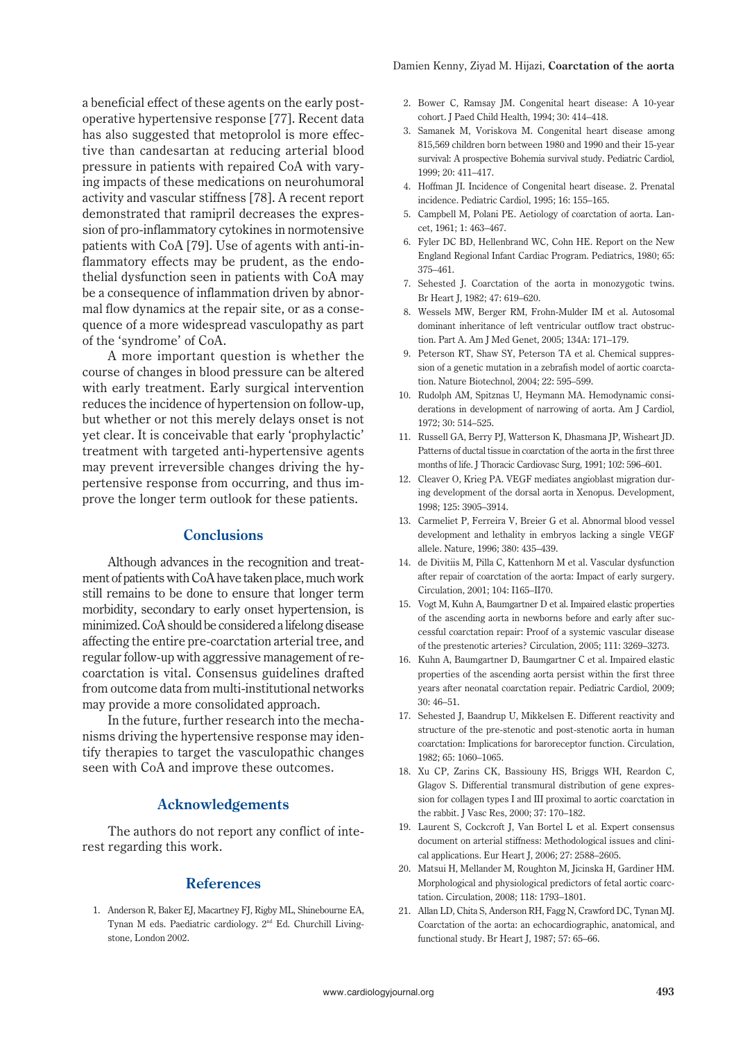a beneficial effect of these agents on the early post-operative hypertensive response [77]. Recent data has also suggested that metoprolol is more effective than candesartan at reducing arterial blood pressure in patients with repaired CoA with varying impacts of these medications on neurohumoral activity and vascular stiffness [78]. A recent report demonstrated that ramipril decreases the expression of pro-inflammatory cytokines in normotensive patients with CoA [79]. Use of agents with anti-inflammatory effects may be prudent, as the endothelial dysfunction seen in patients with CoA may be a consequence of inflammation driven by abnormal flow dynamics at the repair site, or as a consequence of a more widespread vasculopathy as part of the 'syndrome' of CoA.

A more important question is whether the course of changes in blood pressure can be altered with early treatment. Early surgical intervention reduces the incidence of hypertension on follow-up, but whether or not this merely delays onset is not yet clear. It is conceivable that early 'prophylactic' treatment with targeted anti-hypertensive agents may prevent irreversible changes driving the hypertensive response from occurring, and thus improve the longer term outlook for these patients.

## Conclusions

Although advances in the recognition and treatment of patients with CoA have taken place, much work still remains to be done to ensure that longer term morbidity, secondary to early onset hypertension, is minimized. CoA should be considered a lifelong disease affecting the entire pre-coarctation arterial tree, and regular follow-up with aggressive management of re-coarctation is vital. Consensus guidelines drafted from outcome data from multi-institutional networks may provide a more consolidated approach.

In the future, further research into the mechanisms driving the hypertensive response may identify therapies to target the vasculopathic changes seen with CoA and improve these outcomes.

## Acknowledgements

The authors do not report any conflict of interest regarding this work.

## References

1. Anderson R, Baker EJ, Macartney FJ, Rigby ML, Shinebourne EA, Tynan M eds. Paediatric cardiology. 2nd Ed. Churchill Livingstone, London 2002.
2. Bower C, Ramsay JM. Congenital heart disease: A 10-year cohort. J Paed Child Health, 1994; 30: 414–418.
3. Samanek M, Voriskova M. Congenital heart disease among 815,569 children born between 1980 and 1990 and their 15-year survival: A prospective Bohemia survival study. Pediatric Cardiol, 1999; 20: 411–417.
4. Hoffman JI. Incidence of Congenital heart disease. 2. Prenatal incidence. Pediatric Cardiol, 1995; 16: 155–165.
5. Campbell M, Polani PE. Aetiology of coarctation of aorta. Lancet, 1961; 1: 463–467.
6. Fyler DC BD, Hellenbrand WC, Cohn HE. Report on the New England Regional Infant Cardiac Program. Pediatrics, 1980; 65: 375–461.
7. Sehested J. Coarctation of the aorta in monozygotic twins. Br Heart J, 1982; 47: 619–620.
8. Wessels MW, Berger RM, Frohn-Mulder IM et al. Autosomal dominant inheritance of left ventricular outflow tract obstruction. Part A. Am J Med Genet, 2005; 134A: 171–179.
9. Peterson RT, Shaw SY, Peterson TA et al. Chemical suppression of a genetic mutation in a zebrafish model of aortic coarctation. Nature Biotechnol, 2004; 22: 595–599.
10. Rudolph AM, Spitznas U, Heymann MA. Hemodynamic considerations in development of narrowing of aorta. Am J Cardiol, 1972; 30: 514–525.
11. Russell GA, Berry PJ, Watterson K, Dhasmana JP, Wisheart JD. Patterns of ductal tissue in coarctation of the aorta in the first three months of life. J Thoracic Cardiovasc Surg, 1991; 102: 596–601.
12. Cleaver O, Krieg PA. VEGF mediates angioblast migration during development of the dorsal aorta in Xenopus. Development, 1998; 125: 3905–3914.
13. Carmeliet P, Ferreira V, Breier G et al. Abnormal blood vessel development and lethality in embryos lacking a single VEGF allele. Nature, 1996; 380: 435–439.
14. de Divitiis M, Pilla C, Kattenhorn M et al. Vascular dysfunction after repair of coarctation of the aorta: Impact of early surgery. Circulation, 2001; 104: I165–II70.
15. Vogt M, Kuhn A, Baumgartner D et al. Impaired elastic properties of the ascending aorta in newborns before and early after successful coarctation repair: Proof of a systemic vascular disease of the prestenotic arteries? Circulation, 2005; 111: 3269–3273.
16. Kuhn A, Baumgartner D, Baumgartner C et al. Impaired elastic properties of the ascending aorta persist within the first three years after neonatal coarctation repair. Pediatric Cardiol, 2009; 30: 46–51.
17. Sehested J, Baandrup U, Mikkelsen E. Different reactivity and structure of the pre-stenotic and post-stenotic aorta in human coarctation: Implications for baroreceptor function. Circulation, 1982; 65: 1060–1065.
18. Xu CP, Zarins CK, Bassiouny HS, Briggs WH, Reardon C, Glagov S. Differential transmural distribution of gene expression for collagen types I and III proximal to aortic coarctation in the rabbit. J Vasc Res, 2000; 37: 170–182.
19. Laurent S, Cockcroft J, Van Bortel L et al. Expert consensus document on arterial stiffness: Methodological issues and clinical applications. Eur Heart J, 2006; 27: 2588–2605.
20. Matsui H, Mellander M, Roughton M, Jicinska H, Gardiner HM. Morphological and physiological predictors of fetal aortic coarctation. Circulation, 2008; 118: 1793–1801.
21. Allan LD, Chita S, Anderson RH, Fagg N, Crawford DC, Tynan MJ. Coarctation of the aorta: an echocardiographic, anatomical, and functional study. Br Heart J, 1987; 57: 65–66.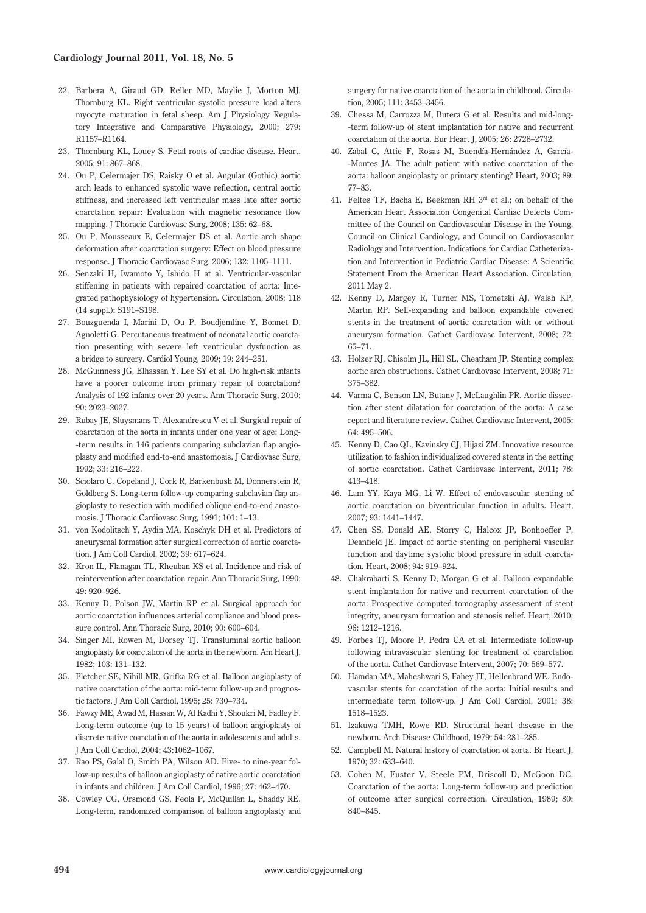22. Barbera A, Giraud GD, Reller MD, Maylie J, Morton MJ, Thornburg KL. Right ventricular systolic pressure load alters myocyte maturation in fetal sheep. Am J Physiology Regulatory Integrative and Comparative Physiology, 2000; 279: R1157–R1164.
23. Thornburg KL, Louey S. Fetal roots of cardiac disease. Heart, 2005; 91: 867–868.
24. Ou P, Celermajer DS, Raisky O et al. Angular (Gothic) aortic arch leads to enhanced systolic wave reflection, central aortic stiffness, and increased left ventricular mass late after aortic coarctation repair: Evaluation with magnetic resonance flow mapping. J Thoracic Cardiovasc Surg, 2008; 135: 62–68.
25. Ou P, Mousseaux E, Celermajer DS et al. Aortic arch shape deformation after coarctation surgery: Effect on blood pressure response. J Thoracic Cardiovasc Surg, 2006; 132: 1105–1111.
26. Senzaki H, Iwamoto Y, Ishido H at al. Ventricular-vascular stiffening in patients with repaired coarctation of aorta: Integrated pathophysiology of hypertension. Circulation, 2008; 118 (14 suppl.): S191–S198.
27. Bouzguenda I, Marini D, Ou P, Boudjemline Y, Bonnet D, Agnoletti G. Percutaneous treatment of neonatal aortic coarctation presenting with severe left ventricular dysfunction as a bridge to surgery. Cardiol Young, 2009; 19: 244–251.
28. McGuinness JG, Elhassan Y, Lee SY et al. Do high-risk infants have a poorer outcome from primary repair of coarctation? Analysis of 192 infants over 20 years. Ann Thoracic Surg, 2010; 90: 2023–2027.
29. Rubay JE, Sluysmans T, Alexandrescu V et al. Surgical repair of coarctation of the aorta in infants under one year of age: Long-term results in 146 patients comparing subclavian flap angioplasty and modified end-to-end anastomosis. J Cardiovasc Surg, 1992; 33: 216–222.
30. Sciolaro C, Copeland J, Cork R, Barkenbush M, Donnerstein R, Goldberg S. Long-term follow-up comparing subclavian flap angioplasty to resection with modified oblique end-to-end anastomosis. J Thoracic Cardiovasc Surg, 1991; 101: 1–13.
31. von Kodolitsch Y, Aydin MA, Koschyk DH et al. Predictors of aneurysmal formation after surgical correction of aortic coarctation. J Am Coll Cardiol, 2002; 39: 617–624.
32. Kron IL, Flanagan TL, Rheuban KS et al. Incidence and risk of reintervention after coarctation repair. Ann Thoracic Surg, 1990; 49: 920–926.
33. Kenny D, Polson JW, Martin RP et al. Surgical approach for aortic coarctation influences arterial compliance and blood pressure control. Ann Thoracic Surg, 2010; 90: 600–604.
34. Singer MI, Rowen M, Dorsey TJ. Transluminal aortic balloon angioplasty for coarctation of the aorta in the newborn. Am Heart J, 1982; 103: 131–132.
35. Fletcher SE, Nihill MR, Grifka RG et al. Balloon angioplasty of native coarctation of the aorta: mid-term follow-up and prognostic factors. J Am Coll Cardiol, 1995; 25: 730–734.
36. Fawzy ME, Awad M, Hassan W, Al Kadhi Y, Shoukri M, Fadley F. Long-term outcome (up to 15 years) of balloon angioplasty of discrete native coarctation of the aorta in adolescents and adults. J Am Coll Cardiol, 2004; 43:1062–1067.
37. Rao PS, Galal O, Smith PA, Wilson AD. Five- to nine-year follow-up results of balloon angioplasty of native aortic coarctation in infants and children. J Am Coll Cardiol, 1996; 27: 462–470.
38. Cowley CG, Orsmond GS, Feola P, McQuillan L, Shaddy RE. Long-term, randomized comparison of balloon angioplasty and surgery for native coarctation of the aorta in childhood. Circulation, 2005; 111: 3453–3456.
39. Chessa M, Carrozza M, Butera G et al. Results and mid-long-term follow-up of stent implantation for native and recurrent coarctation of the aorta. Eur Heart J, 2005; 26: 2728–2732.
40. Zabal C, Attie F, Rosas M, Buendía-Hernández A, García-Montes JA. The adult patient with native coarctation of the aorta: balloon angioplasty or primary stenting? Heart, 2003; 89: 77–83.
41. Feltes TF, Bacha E, Beekman RH 3rd et al.; on behalf of the American Heart Association Congenital Cardiac Defects Committee of the Council on Cardiovascular Disease in the Young, Council on Clinical Cardiology, and Council on Cardiovascular Radiology and Intervention. Indications for Cardiac Catheterization and Intervention in Pediatric Cardiac Disease: A Scientific Statement From the American Heart Association. Circulation, 2011 May 2.
42. Kenny D, Margey R, Turner MS, Tometzki AJ, Walsh KP, Martin RP. Self-expanding and balloon expandable covered stents in the treatment of aortic coarctation with or without aneurysm formation. Cathet Cardiovasc Intervent, 2008; 72: 65–71.
43. Holzer RJ, Chisolm JL, Hill SL, Cheatham JP. Stenting complex aortic arch obstructions. Cathet Cardiovasc Intervent, 2008; 71: 375–382.
44. Varma C, Benson LN, Butany J, McLaughlin PR. Aortic dissection after stent dilatation for coarctation of the aorta: A case report and literature review. Cathet Cardiovasc Intervent, 2005; 64: 495–506.
45. Kenny D, Cao QL, Kavinsky CJ, Hijazi ZM. Innovative resource utilization to fashion individualized covered stents in the setting of aortic coarctation. Cathet Cardiovasc Intervent, 2011; 78: 413–418.
46. Lam YY, Kaya MG, Li W. Effect of endovascular stenting of aortic coarctation on biventricular function in adults. Heart, 2007; 93: 1441–1447.
47. Chen SS, Donald AE, Storry C, Halcox JP, Bonhoeffer P, Deanfield JE. Impact of aortic stenting on peripheral vascular function and daytime systolic blood pressure in adult coarctation. Heart, 2008; 94: 919–924.
48. Chakrabarti S, Kenny D, Morgan G et al. Balloon expandable stent implantation for native and recurrent coarctation of the aorta: Prospective computed tomography assessment of stent integrity, aneurysm formation and stenosis relief. Heart, 2010; 96: 1212–1216.
49. Forbes TJ, Moore P, Pedra CA et al. Intermediate follow-up following intravascular stenting for treatment of coarctation of the aorta. Cathet Cardiovasc Intervent, 2007; 70: 569–577.
50. Hamdan MA, Maheshwari S, Fahey JT, Hellenbrand WE. Endovascular stents for coarctation of the aorta: Initial results and intermediate term follow-up. J Am Coll Cardiol, 2001; 38: 1518–1523.
51. Izakuwa TMH, Rowe RD. Structural heart disease in the newborn. Arch Disease Childhood, 1979; 54: 281–285.
52. Campbell M. Natural history of coarctation of aorta. Br Heart J, 1970; 32: 633–640.
53. Cohen M, Fuster V, Steele PM, Driscoll D, McGoon DC. Coarctation of the aorta: Long-term follow-up and prediction of outcome after surgical correction. Circulation, 1989; 80: 840–845.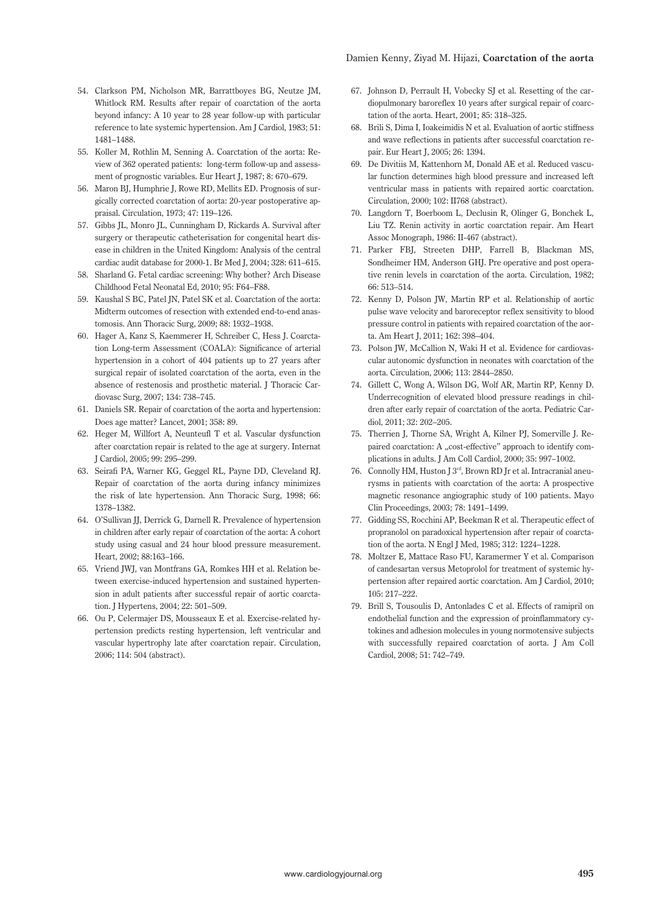54. Clarkson PM, Nicholson MR, Barrattboyes BG, Neutze JM, Whitlock RM. Results after repair of coarctation of the aorta beyond infancy: A 10 year to 28 year follow-up with particular reference to late systemic hypertension. Am J Cardiol, 1983; 51: 1481–1488.
55. Koller M, Rothlin M, Senning A. Coarctation of the aorta: Review of 362 operated patients: long-term follow-up and assessment of prognostic variables. Eur Heart J, 1987; 8: 670–679.
56. Maron BJ, Humphrie J, Rowe RD, Mellits ED. Prognosis of surgically corrected coarctation of aorta: 20-year postoperative appraisal. Circulation, 1973; 47: 119–126.
57. Gibbs JL, Monro JL, Cunningham D, Rickards A. Survival after surgery or therapeutic catheterisation for congenital heart disease in children in the United Kingdom: Analysis of the central cardiac audit database for 2000-1. Br Med J, 2004; 328: 611–615.
58. Sharland G. Fetal cardiac screening: Why bother? Arch Disease Childhood Fetal Neonatal Ed, 2010; 95: F64–F88.
59. Kaushal S BC, Patel JN, Patel SK et al. Coarctation of the aorta: Midterm outcomes of resection with extended end-to-end anastomosis. Ann Thoracic Surg, 2009; 88: 1932–1938.
60. Hager A, Kanz S, Kaemmerer H, Schreiber C, Hess J. Coarctation Long-term Assessment (COALA): Significance of arterial hypertension in a cohort of 404 patients up to 27 years after surgical repair of isolated coarctation of the aorta, even in the absence of restenosis and prosthetic material. J Thoracic Cardiovasc Surg, 2007; 134: 738–745.
61. Daniels SR. Repair of coarctation of the aorta and hypertension: Does age matter? Lancet, 2001; 358: 89.
62. Heger M, Willfort A, Neunteufl T et al. Vascular dysfunction after coarctation repair is related to the age at surgery. Internat J Cardiol, 2005; 99: 295–299.
63. Seirafi PA, Warner KG, Geggel RL, Payne DD, Cleveland RJ. Repair of coarctation of the aorta during infancy minimizes the risk of late hypertension. Ann Thoracic Surg, 1998; 66: 1378–1382.
64. O'Sullivan JJ, Derrick G, Darnell R. Prevalence of hypertension in children after early repair of coarctation of the aorta: A cohort study using casual and 24 hour blood pressure measurement. Heart, 2002; 88:163–166.
65. Vriend JWJ, van Montfrans GA, Romkes HH et al. Relation between exercise-induced hypertension and sustained hypertension in adult patients after successful repair of aortic coarctation. J Hypertens, 2004; 22: 501–509.
66. Ou P, Celermajer DS, Mousseaux E et al. Exercise-related hypertension predicts resting hypertension, left ventricular and vascular hypertrophy late after coarctation repair. Circulation, 2006; 114: 504 (abstract).
67. Johnson D, Perrault H, Vobecky SJ et al. Resetting of the cardiopulmonary baroreflex 10 years after surgical repair of coarctation of the aorta. Heart, 2001; 85: 318–325.
68. Brili S, Dima I, Ioakeimidis N et al. Evaluation of aortic stiffness and wave reflections in patients after successful coarctation repair. Eur Heart J, 2005; 26: 1394.
69. De Divitiis M, Kattenhorn M, Donald AE et al. Reduced vascular function determines high blood pressure and increased left ventricular mass in patients with repaired aortic coarctation. Circulation, 2000; 102: II768 (abstract).
70. Langdorn T, Boerboom L, Declusin R, Olinger G, Bonchek L, Liu TZ. Renin activity in aortic coarctation repair. Am Heart Assoc Monograph, 1986: II-467 (abstract).
71. Parker FBJ, Streeten DHP, Farrell B, Blackman MS, Sondheimer HM, Anderson GHJ. Pre operative and post operative renin levels in coarctation of the aorta. Circulation, 1982; 66: 513–514.
72. Kenny D, Polson JW, Martin RP et al. Relationship of aortic pulse wave velocity and baroreceptor reflex sensitivity to blood pressure control in patients with repaired coarctation of the aorta. Am Heart J, 2011; 162: 398–404.
73. Polson JW, McCallion N, Waki H et al. Evidence for cardiovascular autonomic dysfunction in neonates with coarctation of the aorta. Circulation, 2006; 113: 2844–2850.
74. Gillett C, Wong A, Wilson DG, Wolf AR, Martin RP, Kenny D. Underrecognition of elevated blood pressure readings in children after early repair of coarctation of the aorta. Pediatric Cardiol, 2011; 32: 202–205.
75. Therrien J, Thorne SA, Wright A, Kilner PJ, Somerville J. Repaired coarctation: A „cost-effective" approach to identify complications in adults. J Am Coll Cardiol, 2000; 35: 997–1002.
76. Connolly HM, Huston J 3rd, Brown RD Jr et al. Intracranial aneurysms in patients with coarctation of the aorta: A prospective magnetic resonance angiographic study of 100 patients. Mayo Clin Proceedings, 2003; 78: 1491–1499.
77. Gidding SS, Rocchini AP, Beekman R et al. Therapeutic effect of propranolol on paradoxical hypertension after repair of coarctation of the aorta. N Engl J Med, 1985; 312: 1224–1228.
78. Moltzer E, Mattace Raso FU, Karamermer Y et al. Comparison of candesartan versus Metoprolol for treatment of systemic hypertension after repaired aortic coarctation. Am J Cardiol, 2010; 105: 217–222.
79. Brill S, Tousoulis D, Antonlades C et al. Effects of ramipril on endothelial function and the expression of proinflammatory cytokines and adhesion molecules in young normotensive subjects with successfully repaired coarctation of aorta. J Am Coll Cardiol, 2008; 51: 742–749.